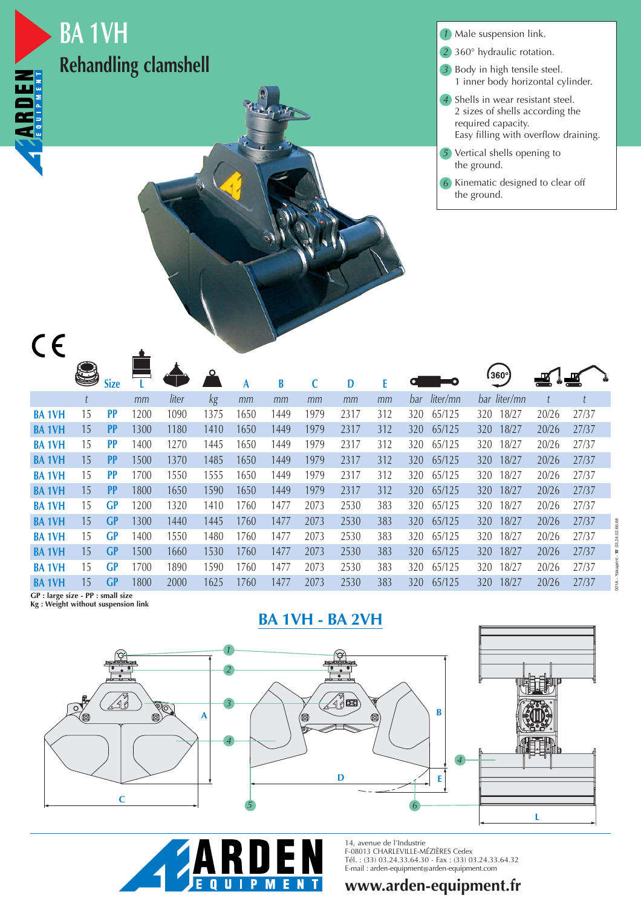# BA 1VH

## Rehandling clamshell

1. Male suspension link.
2. 360° hydraulic rotation.
3. Body in high tensile steel. 1 inner body horizontal cylinder.
4. Shells in wear resistant steel. 2 sizes of shells according the required capacity. Easy filling with overflow draining.
5. Vertical shells opening to the ground.
6. Kinematic designed to clear off the ground.

CE

| | | Size | L | | | A | B | C | D | E | | | 360° | | | |
|---|---|---|---|---|---|---|---|---|---|---|---|---|---|---|---|---|
| | t | | mm | liter | kg | mm | mm | mm | mm | mm | bar | liter/mn | bar | liter/mn | t | t |
| BA 1VH | 15 | PP | 1200 | 1090 | 1375 | 1650 | 1449 | 1979 | 2317 | 312 | 320 | 65/125 | 320 | 18/27 | 20/26 | 27/37 |
| BA 1VH | 15 | PP | 1300 | 1180 | 1410 | 1650 | 1449 | 1979 | 2317 | 312 | 320 | 65/125 | 320 | 18/27 | 20/26 | 27/37 |
| BA 1VH | 15 | PP | 1400 | 1270 | 1445 | 1650 | 1449 | 1979 | 2317 | 312 | 320 | 65/125 | 320 | 18/27 | 20/26 | 27/37 |
| BA 1VH | 15 | PP | 1500 | 1370 | 1485 | 1650 | 1449 | 1979 | 2317 | 312 | 320 | 65/125 | 320 | 18/27 | 20/26 | 27/37 |
| BA 1VH | 15 | PP | 1700 | 1550 | 1555 | 1650 | 1449 | 1979 | 2317 | 312 | 320 | 65/125 | 320 | 18/27 | 20/26 | 27/37 |
| BA 1VH | 15 | PP | 1800 | 1650 | 1590 | 1650 | 1449 | 1979 | 2317 | 312 | 320 | 65/125 | 320 | 18/27 | 20/26 | 27/37 |
| BA 1VH | 15 | GP | 1200 | 1320 | 1410 | 1760 | 1477 | 2073 | 2530 | 383 | 320 | 65/125 | 320 | 18/27 | 20/26 | 27/37 |
| BA 1VH | 15 | GP | 1300 | 1440 | 1445 | 1760 | 1477 | 2073 | 2530 | 383 | 320 | 65/125 | 320 | 18/27 | 20/26 | 27/37 |
| BA 1VH | 15 | GP | 1400 | 1550 | 1480 | 1760 | 1477 | 2073 | 2530 | 383 | 320 | 65/125 | 320 | 18/27 | 20/26 | 27/37 |
| BA 1VH | 15 | GP | 1500 | 1660 | 1530 | 1760 | 1477 | 2073 | 2530 | 383 | 320 | 65/125 | 320 | 18/27 | 20/26 | 27/37 |
| BA 1VH | 15 | GP | 1700 | 1890 | 1590 | 1760 | 1477 | 2073 | 2530 | 383 | 320 | 65/125 | 320 | 18/27 | 20/26 | 27/37 |
| BA 1VH | 15 | GP | 1800 | 2000 | 1625 | 1760 | 1477 | 2073 | 2530 | 383 | 320 | 65/125 | 320 | 18/27 | 20/26 | 27/37 |

**GP : large size - PP : small size**
**Kg : Weight without suspension link**

## BA 1VH - BA 2VH

ARDEN EQUIPMENT

14, avenue de l'Industrie
F-08013 CHARLEVILLE-MÉZIÈRES Cedex
Tél. : (33) 03.24.33.64.30 - Fax : (33) 03.24.33.64.32
E-mail : arden-equipment@arden-equipment.com

**www.arden-equipment.fr**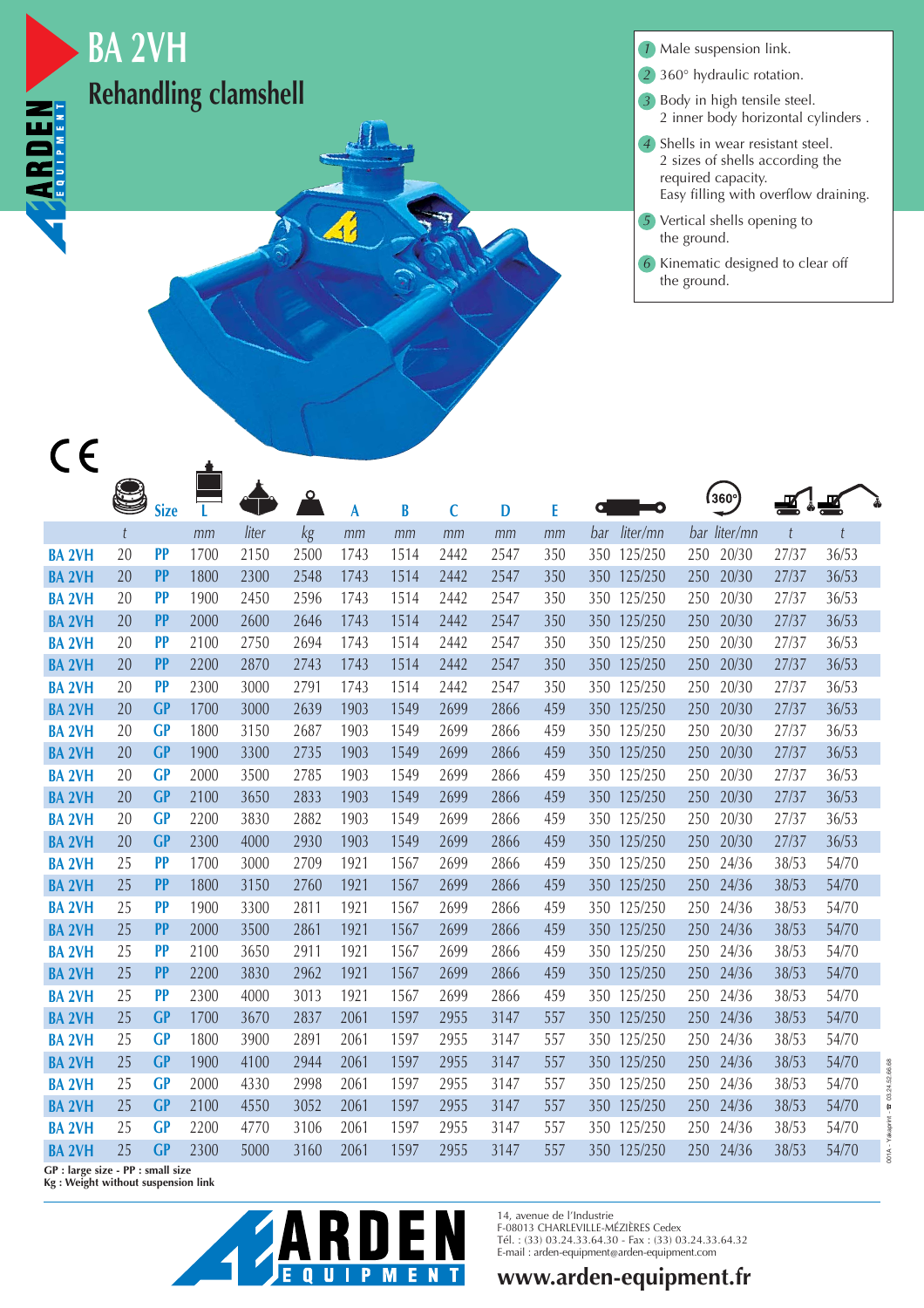# BA 2VH

## Rehandling clamshell

1. Male suspension link.
2. 360° hydraulic rotation.
3. Body in high tensile steel. 2 inner body horizontal cylinders .
4. Shells in wear resistant steel. 2 sizes of shells according the required capacity. Easy filling with overflow draining.
5. Vertical shells opening to the ground.
6. Kinematic designed to clear off the ground.

CE

| | | Size | L | | | A | B | C | D | E | | | 360° | | | |
|---|---|---|---|---|---|---|---|---|---|---|---|---|---|---|---|---|
| | t | | mm | liter | kg | mm | mm | mm | mm | mm | bar | liter/mn | bar | liter/mn | t | t |
| BA 2VH | 20 | PP | 1700 | 2150 | 2500 | 1743 | 1514 | 2442 | 2547 | 350 | 350 | 125/250 | 250 | 20/30 | 27/37 | 36/53 |
| BA 2VH | 20 | PP | 1800 | 2300 | 2548 | 1743 | 1514 | 2442 | 2547 | 350 | 350 | 125/250 | 250 | 20/30 | 27/37 | 36/53 |
| BA 2VH | 20 | PP | 1900 | 2450 | 2596 | 1743 | 1514 | 2442 | 2547 | 350 | 350 | 125/250 | 250 | 20/30 | 27/37 | 36/53 |
| BA 2VH | 20 | PP | 2000 | 2600 | 2646 | 1743 | 1514 | 2442 | 2547 | 350 | 350 | 125/250 | 250 | 20/30 | 27/37 | 36/53 |
| BA 2VH | 20 | PP | 2100 | 2750 | 2694 | 1743 | 1514 | 2442 | 2547 | 350 | 350 | 125/250 | 250 | 20/30 | 27/37 | 36/53 |
| BA 2VH | 20 | PP | 2200 | 2870 | 2743 | 1743 | 1514 | 2442 | 2547 | 350 | 350 | 125/250 | 250 | 20/30 | 27/37 | 36/53 |
| BA 2VH | 20 | PP | 2300 | 3000 | 2791 | 1743 | 1514 | 2442 | 2547 | 350 | 350 | 125/250 | 250 | 20/30 | 27/37 | 36/53 |
| BA 2VH | 20 | GP | 1700 | 3000 | 2639 | 1903 | 1549 | 2699 | 2866 | 459 | 350 | 125/250 | 250 | 20/30 | 27/37 | 36/53 |
| BA 2VH | 20 | GP | 1800 | 3150 | 2687 | 1903 | 1549 | 2699 | 2866 | 459 | 350 | 125/250 | 250 | 20/30 | 27/37 | 36/53 |
| BA 2VH | 20 | GP | 1900 | 3300 | 2735 | 1903 | 1549 | 2699 | 2866 | 459 | 350 | 125/250 | 250 | 20/30 | 27/37 | 36/53 |
| BA 2VH | 20 | GP | 2000 | 3500 | 2785 | 1903 | 1549 | 2699 | 2866 | 459 | 350 | 125/250 | 250 | 20/30 | 27/37 | 36/53 |
| BA 2VH | 20 | GP | 2100 | 3650 | 2833 | 1903 | 1549 | 2699 | 2866 | 459 | 350 | 125/250 | 250 | 20/30 | 27/37 | 36/53 |
| BA 2VH | 20 | GP | 2200 | 3830 | 2882 | 1903 | 1549 | 2699 | 2866 | 459 | 350 | 125/250 | 250 | 20/30 | 27/37 | 36/53 |
| BA 2VH | 20 | GP | 2300 | 4000 | 2930 | 1903 | 1549 | 2699 | 2866 | 459 | 350 | 125/250 | 250 | 20/30 | 27/37 | 36/53 |
| BA 2VH | 25 | PP | 1700 | 3000 | 2709 | 1921 | 1567 | 2699 | 2866 | 459 | 350 | 125/250 | 250 | 24/36 | 38/53 | 54/70 |
| BA 2VH | 25 | PP | 1800 | 3150 | 2760 | 1921 | 1567 | 2699 | 2866 | 459 | 350 | 125/250 | 250 | 24/36 | 38/53 | 54/70 |
| BA 2VH | 25 | PP | 1900 | 3300 | 2811 | 1921 | 1567 | 2699 | 2866 | 459 | 350 | 125/250 | 250 | 24/36 | 38/53 | 54/70 |
| BA 2VH | 25 | PP | 2000 | 3500 | 2861 | 1921 | 1567 | 2699 | 2866 | 459 | 350 | 125/250 | 250 | 24/36 | 38/53 | 54/70 |
| BA 2VH | 25 | PP | 2100 | 3650 | 2911 | 1921 | 1567 | 2699 | 2866 | 459 | 350 | 125/250 | 250 | 24/36 | 38/53 | 54/70 |
| BA 2VH | 25 | PP | 2200 | 3830 | 2962 | 1921 | 1567 | 2699 | 2866 | 459 | 350 | 125/250 | 250 | 24/36 | 38/53 | 54/70 |
| BA 2VH | 25 | PP | 2300 | 4000 | 3013 | 1921 | 1567 | 2699 | 2866 | 459 | 350 | 125/250 | 250 | 24/36 | 38/53 | 54/70 |
| BA 2VH | 25 | GP | 1700 | 3670 | 2837 | 2061 | 1597 | 2955 | 3147 | 557 | 350 | 125/250 | 250 | 24/36 | 38/53 | 54/70 |
| BA 2VH | 25 | GP | 1800 | 3900 | 2891 | 2061 | 1597 | 2955 | 3147 | 557 | 350 | 125/250 | 250 | 24/36 | 38/53 | 54/70 |
| BA 2VH | 25 | GP | 1900 | 4100 | 2944 | 2061 | 1597 | 2955 | 3147 | 557 | 350 | 125/250 | 250 | 24/36 | 38/53 | 54/70 |
| BA 2VH | 25 | GP | 2000 | 4330 | 2998 | 2061 | 1597 | 2955 | 3147 | 557 | 350 | 125/250 | 250 | 24/36 | 38/53 | 54/70 |
| BA 2VH | 25 | GP | 2100 | 4550 | 3052 | 2061 | 1597 | 2955 | 3147 | 557 | 350 | 125/250 | 250 | 24/36 | 38/53 | 54/70 |
| BA 2VH | 25 | GP | 2200 | 4770 | 3106 | 2061 | 1597 | 2955 | 3147 | 557 | 350 | 125/250 | 250 | 24/36 | 38/53 | 54/70 |
| BA 2VH | 25 | GP | 2300 | 5000 | 3160 | 2061 | 1597 | 2955 | 3147 | 557 | 350 | 125/250 | 250 | 24/36 | 38/53 | 54/70 |

**GP : large size - PP : small size**
**Kg : Weight without suspension link**

ARDEN EQUIPMENT

14, avenue de l'Industrie
F-08013 CHARLEVILLE-MÉZIÈRES Cedex
Tél. : (33) 03.24.33.64.30 - Fax : (33) 03.24.33.64.32
E-mail : arden-equipment@arden-equipment.com

**www.arden-equipment.fr**